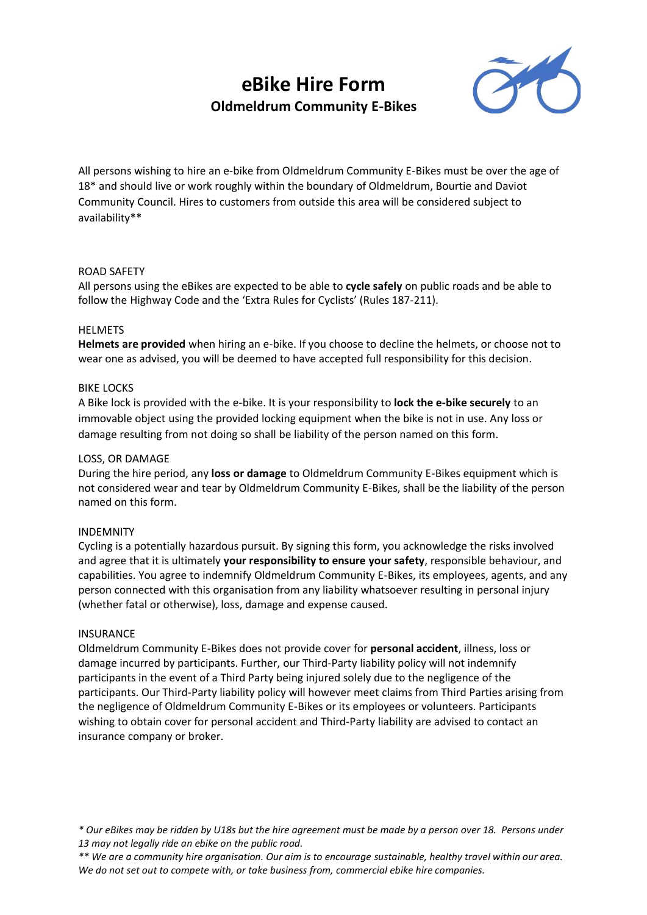# eBike Hire Form

## Oldmeldrum Community E-Bikes

All persons wishing to hire an e-bike from Oldmeldrum Community E-Bikes must be over the age of 18* and should live or work roughly within the boundary of Oldmeldrum, Bourtie and Daviot Community Council. Hires to customers from outside this area will be considered subject to availability**

ROAD SAFETY

All persons using the eBikes are expected to be able to **cycle safely** on public roads and be able to follow the Highway Code and the 'Extra Rules for Cyclists' (Rules 187-211).

HELMETS

**Helmets are provided** when hiring an e-bike. If you choose to decline the helmets, or choose not to wear one as advised, you will be deemed to have accepted full responsibility for this decision.

BIKE LOCKS

A Bike lock is provided with the e-bike. It is your responsibility to **lock the e-bike securely** to an immovable object using the provided locking equipment when the bike is not in use. Any loss or damage resulting from not doing so shall be liability of the person named on this form.

LOSS, OR DAMAGE

During the hire period, any **loss or damage** to Oldmeldrum Community E-Bikes equipment which is not considered wear and tear by Oldmeldrum Community E-Bikes, shall be the liability of the person named on this form.

INDEMNITY

Cycling is a potentially hazardous pursuit. By signing this form, you acknowledge the risks involved and agree that it is ultimately **your responsibility to ensure your safety**, responsible behaviour, and capabilities. You agree to indemnify Oldmeldrum Community E-Bikes, its employees, agents, and any person connected with this organisation from any liability whatsoever resulting in personal injury (whether fatal or otherwise), loss, damage and expense caused.

INSURANCE

Oldmeldrum Community E-Bikes does not provide cover for **personal accident**, illness, loss or damage incurred by participants. Further, our Third-Party liability policy will not indemnify participants in the event of a Third Party being injured solely due to the negligence of the participants. Our Third-Party liability policy will however meet claims from Third Parties arising from the negligence of Oldmeldrum Community E-Bikes or its employees or volunteers. Participants wishing to obtain cover for personal accident and Third-Party liability are advised to contact an insurance company or broker.

*\* Our eBikes may be ridden by U18s but the hire agreement must be made by a person over 18. Persons under 13 may not legally ride an ebike on the public road.*

*\*\* We are a community hire organisation. Our aim is to encourage sustainable, healthy travel within our area. We do not set out to compete with, or take business from, commercial ebike hire companies.*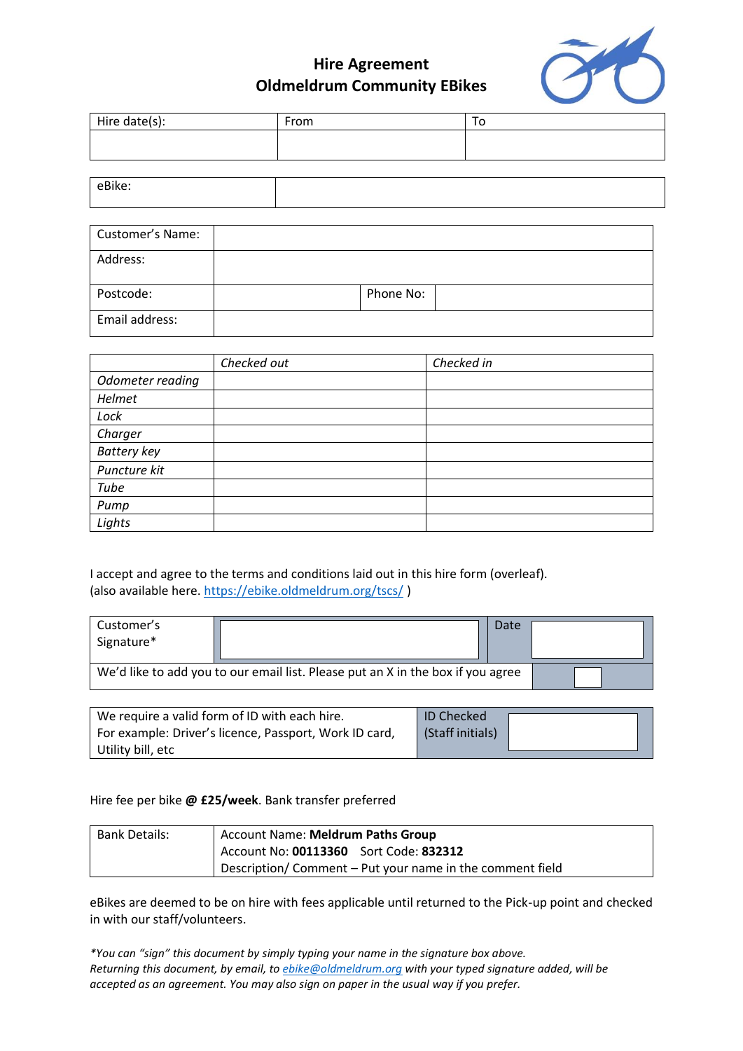# Hire Agreement
# Oldmeldrum Community EBikes

| Hire date(s): | From | To |
| --- | --- | --- |
| | | |

| eBike: | |
| --- | --- |

| Customer's Name: | | | |
| --- | --- | --- | --- |
| Address: | | | |
| Postcode: | | Phone No: | |
| Email address: | | | |

| | *Checked out* | *Checked in* |
| --- | --- | --- |
| *Odometer reading* | | |
| *Helmet* | | |
| *Lock* | | |
| *Charger* | | |
| *Battery key* | | |
| *Puncture kit* | | |
| *Tube* | | |
| *Pump* | | |
| *Lights* | | |

I accept and agree to the terms and conditions laid out in this hire form (overleaf).
(also available here. https://ebike.oldmeldrum.org/tscs/ )

| Customer's Signature* | | Date | |
| --- | --- | --- | --- |
| We'd like to add you to our email list. Please put an X in the box if you agree | | | |

| We require a valid form of ID with each hire. For example: Driver's licence, Passport, Work ID card, Utility bill, etc | ID Checked (Staff initials) | |
| --- | --- | --- |

Hire fee per bike **@ £25/week**. Bank transfer preferred

| Bank Details: | Account Name: **Meldrum Paths Group**<br>Account No: **00113360** Sort Code: **832312**<br>Description/ Comment – Put your name in the comment field |
| --- | --- |

eBikes are deemed to be on hire with fees applicable until returned to the Pick-up point and checked in with our staff/volunteers.

*\*You can "sign" this document by simply typing your name in the signature box above. Returning this document, by email, to ebike@oldmeldrum.org with your typed signature added, will be accepted as an agreement. You may also sign on paper in the usual way if you prefer.*